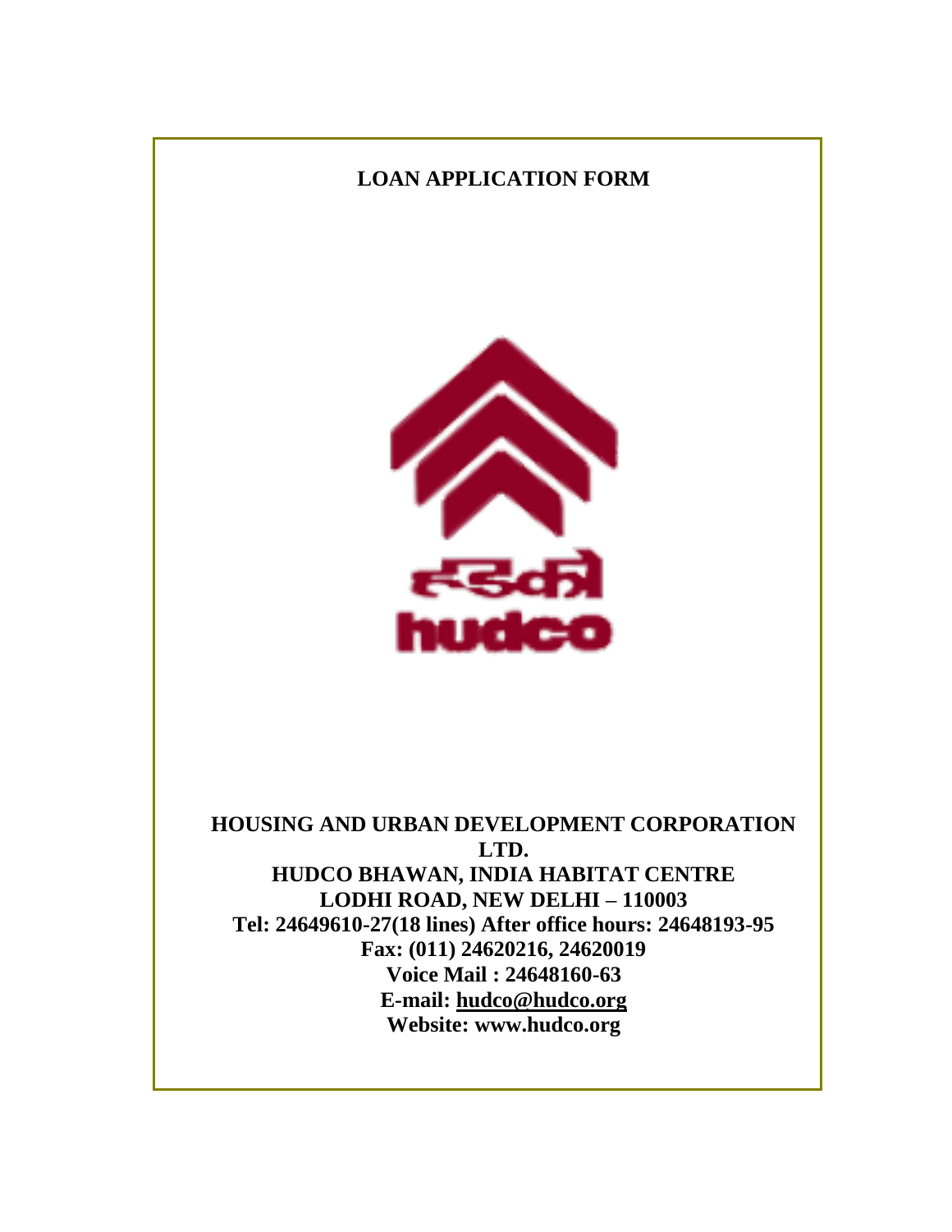# LOAN APPLICATION FORM

**HOUSING AND URBAN DEVELOPMENT CORPORATION LTD.**
**HUDCO BHAWAN, INDIA HABITAT CENTRE**
**LODHI ROAD, NEW DELHI – 110003**
**Tel: 24649610-27(18 lines) After office hours: 24648193-95**
**Fax: (011) 24620216, 24620019**
**Voice Mail : 24648160-63**
**E-mail: hudco@hudco.org**
**Website: www.hudco.org**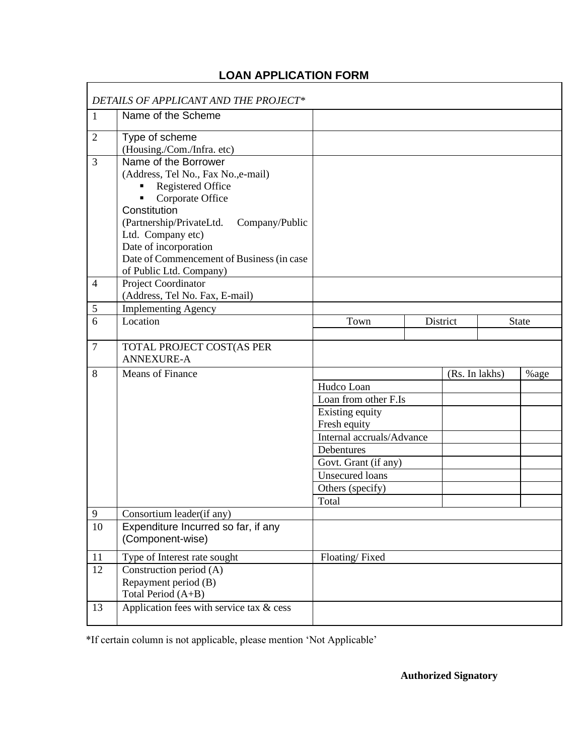# LOAN APPLICATION FORM

*DETAILS OF APPLICANT AND THE PROJECT**

| | | | | | |
|---|---|---|---|---|---|
| 1 | Name of the Scheme | | | | |
| 2 | Type of scheme<br>(Housing./Com./Infra. etc) | | | | |
| 3 | Name of the Borrower<br>(Address, Tel No., Fax No.,e-mail)<br>▪ Registered Office<br>▪ Corporate Office<br>Constitution<br>(Partnership/PrivateLtd. Company/Public Ltd. Company etc)<br>Date of incorporation<br>Date of Commencement of Business (in case of Public Ltd. Company) | | | | |
| 4 | Project Coordinator<br>(Address, Tel No. Fax, E-mail) | | | | |
| 5 | Implementing Agency | | | | |
| 6 | Location | Town | District | State | |
| | | | | | |
| 7 | TOTAL PROJECT COST(AS PER ANNEXURE-A | | | | |
| 8 | Means of Finance | | (Rs. In lakhs) | %age | |
| | | Hudco Loan | | | |
| | | Loan from other F.Is | | | |
| | | Existing equity<br>Fresh equity | | | |
| | | Internal accruals/Advance | | | |
| | | Debentures | | | |
| | | Govt. Grant (if any) | | | |
| | | Unsecured loans | | | |
| | | Others (specify) | | | |
| | | Total | | | |
| 9 | Consortium leader(if any) | | | | |
| 10 | Expenditure Incurred so far, if any (Component-wise) | | | | |
| 11 | Type of Interest rate sought | Floating/ Fixed | | | |
| 12 | Construction period (A)<br>Repayment period (B)<br>Total Period (A+B) | | | | |
| 13 | Application fees with service tax & cess | | | | |

*If certain column is not applicable, please mention 'Not Applicable'

**Authorized Signatory**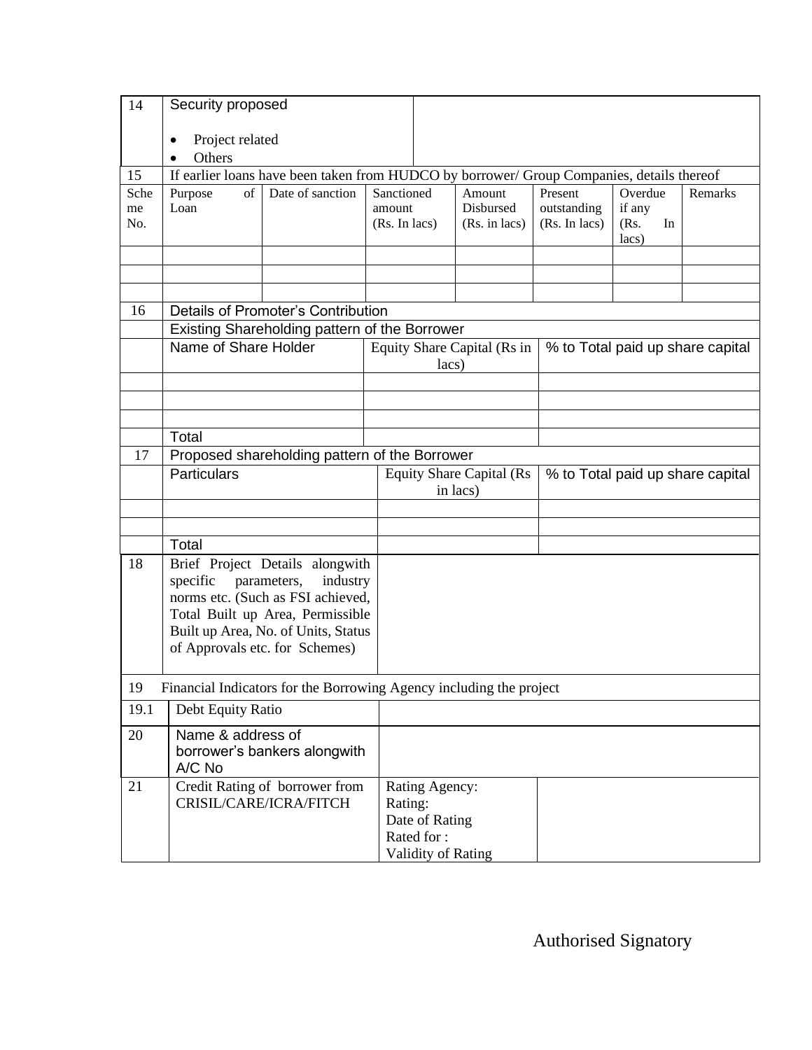| 14 | Security proposed<br>• Project related<br>• Others | | | | | | |
|---|---|---|---|---|---|---|---|
| 15 | If earlier loans have been taken from HUDCO by borrower/ Group Companies, details thereof | | | | | | |
| Scheme No. | Purpose of Loan | Date of sanction | Sanctioned amount (Rs. In lacs) | Amount Disbursed (Rs. in lacs) | Present outstanding (Rs. In lacs) | Overdue if any (Rs. In lacs) | Remarks |
| | | | | | | | |
| | | | | | | | |
| | | | | | | | |

| 16 | Details of Promoter's Contribution | | |
|---|---|---|---|
| | Existing Shareholding pattern of the Borrower | | |
| | Name of Share Holder | Equity Share Capital (Rs in lacs) | % to Total paid up share capital |
| | | | |
| | | | |
| | | | |
| | Total | | |
| 17 | Proposed shareholding pattern of the Borrower | | |
| | Particulars | Equity Share Capital (Rs in lacs) | % to Total paid up share capital |
| | | | |
| | | | |
| | Total | | |

| 18 | Brief Project Details alongwith specific parameters, industry norms etc. (Such as FSI achieved, Total Built up Area, Permissible Built up Area, No. of Units, Status of Approvals etc. for Schemes) | | |
|---|---|---|---|
| 19 | Financial Indicators for the Borrowing Agency including the project | | |
| 19.1 | Debt Equity Ratio | | |
| 20 | Name & address of borrower's bankers alongwith A/C No | | |
| 21 | Credit Rating of borrower from CRISIL/CARE/ICRA/FITCH | Rating Agency:<br>Rating:<br>Date of Rating<br>Rated for :<br>Validity of Rating | |

Authorised Signatory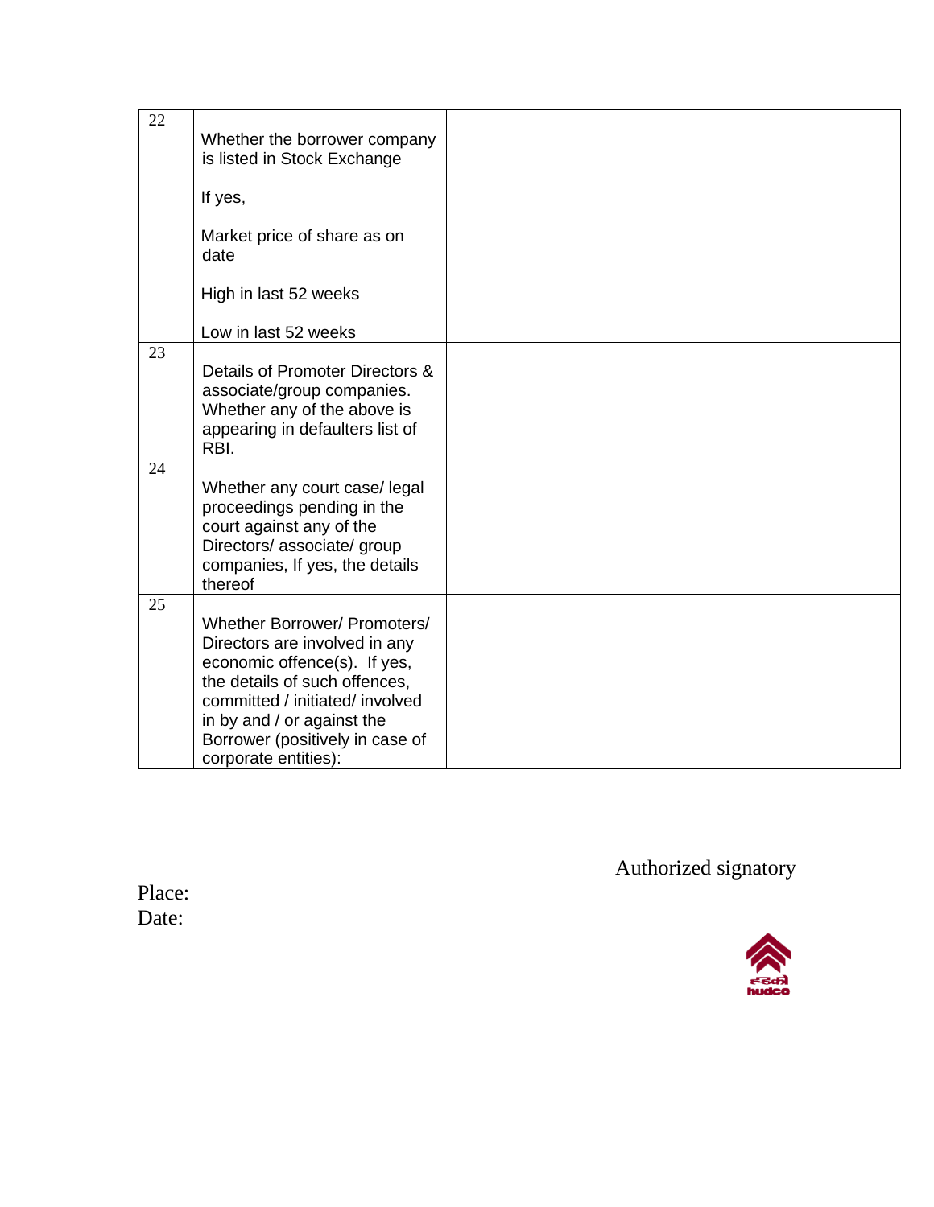| | | |
|---|---|---|
| 22 | Whether the borrower company is listed in Stock Exchange<br><br>If yes,<br><br>Market price of share as on date<br><br>High in last 52 weeks<br><br>Low in last 52 weeks | |
| 23 | Details of Promoter Directors & associate/group companies. Whether any of the above is appearing in defaulters list of RBI. | |
| 24 | Whether any court case/ legal proceedings pending in the court against any of the Directors/ associate/ group companies, If yes, the details thereof | |
| 25 | Whether Borrower/ Promoters/ Directors are involved in any economic offence(s). If yes, the details of such offences, committed / initiated/ involved in by and / or against the Borrower (positively in case of corporate entities): | |

Authorized signatory

Place:
Date: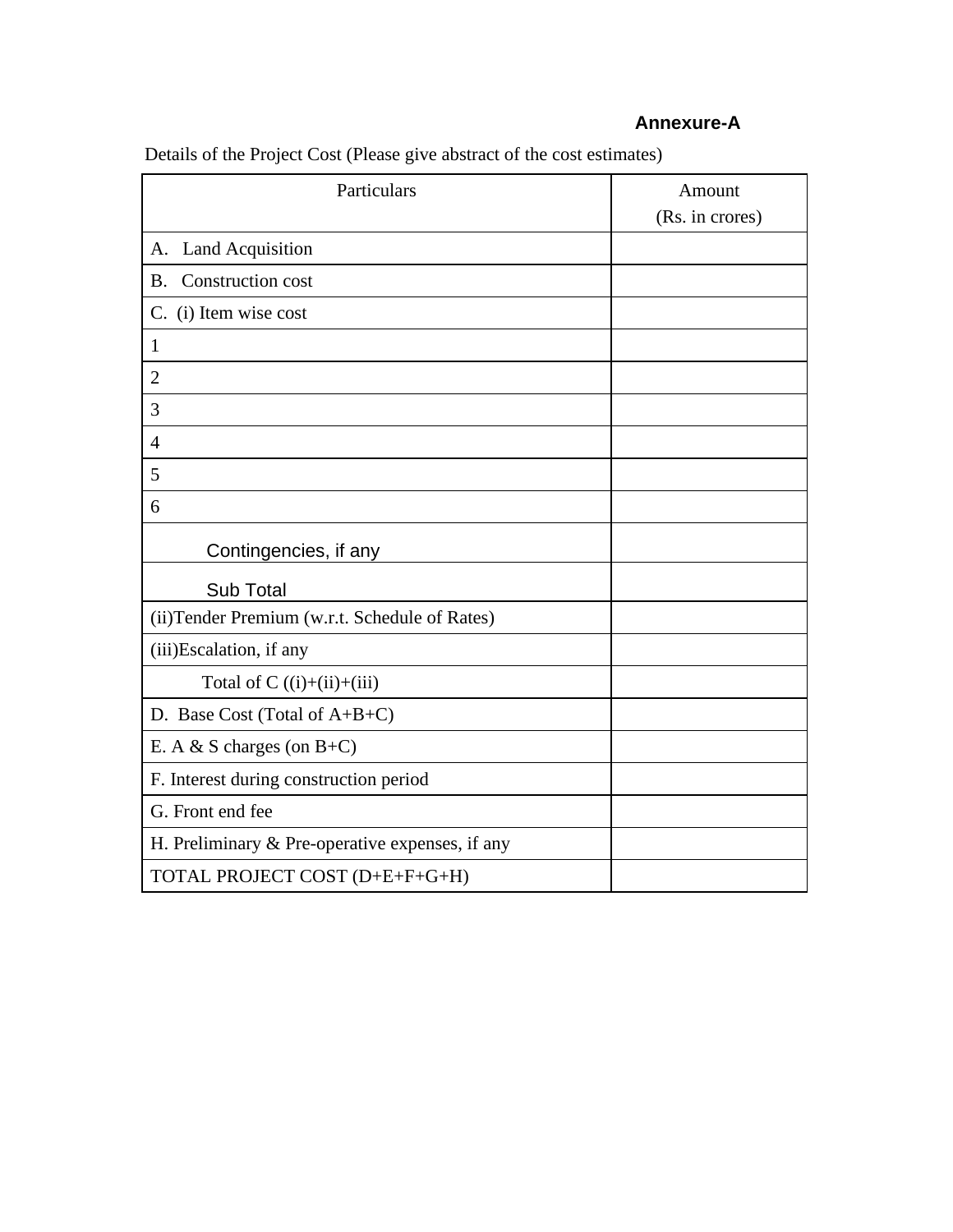**Annexure-A**

Details of the Project Cost (Please give abstract of the cost estimates)

| Particulars | Amount (Rs. in crores) |
|---|---|
| A. Land Acquisition | |
| B. Construction cost | |
| C. (i) Item wise cost | |
| 1 | |
| 2 | |
| 3 | |
| 4 | |
| 5 | |
| 6 | |
| Contingencies, if any | |
| Sub Total | |
| (ii)Tender Premium (w.r.t. Schedule of Rates) | |
| (iii)Escalation, if any | |
| Total of C ((i)+(ii)+(iii) | |
| D. Base Cost (Total of A+B+C) | |
| E. A & S charges (on B+C) | |
| F. Interest during construction period | |
| G. Front end fee | |
| H. Preliminary & Pre-operative expenses, if any | |
| TOTAL PROJECT COST (D+E+F+G+H) | |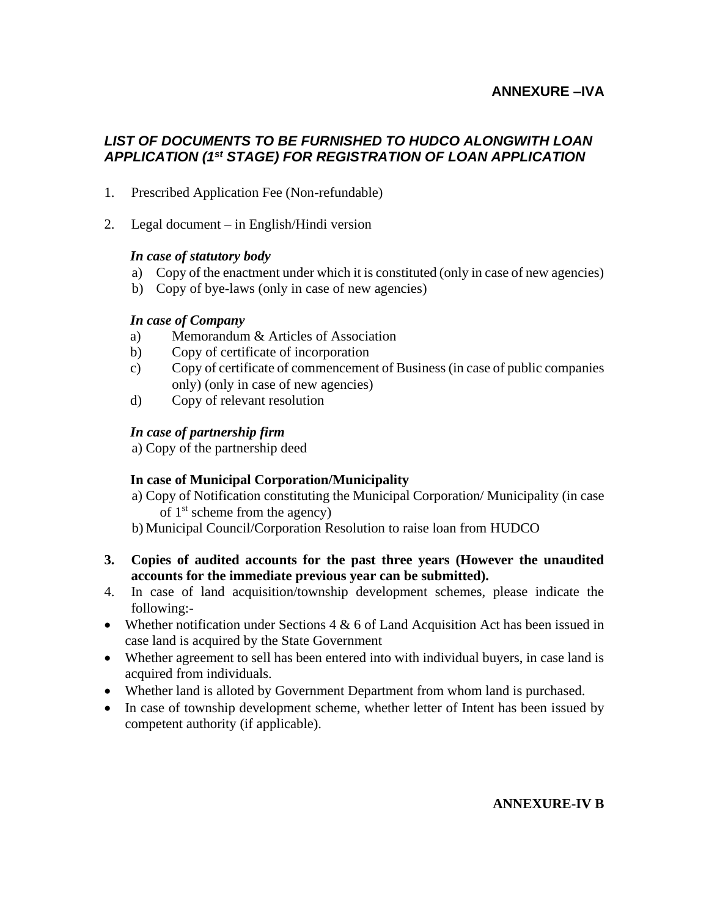**ANNEXURE –IVA**

## *LIST OF DOCUMENTS TO BE FURNISHED TO HUDCO ALONGWITH LOAN APPLICATION (1st STAGE) FOR REGISTRATION OF LOAN APPLICATION*

1. Prescribed Application Fee (Non-refundable)

2. Legal document – in English/Hindi version

   ***In case of statutory body***

   a) Copy of the enactment under which it is constituted (only in case of new agencies)
   b) Copy of bye-laws (only in case of new agencies)

   ***In case of Company***

   a) Memorandum & Articles of Association
   b) Copy of certificate of incorporation
   c) Copy of certificate of commencement of Business (in case of public companies only) (only in case of new agencies)
   d) Copy of relevant resolution

   ***In case of partnership firm***

   a) Copy of the partnership deed

   **In case of Municipal Corporation/Municipality**

   a) Copy of Notification constituting the Municipal Corporation/ Municipality (in case of 1st scheme from the agency)
   b) Municipal Council/Corporation Resolution to raise loan from HUDCO

3. **Copies of audited accounts for the past three years (However the unaudited accounts for the immediate previous year can be submitted).**

4. In case of land acquisition/township development schemes, please indicate the following:-

- Whether notification under Sections 4 & 6 of Land Acquisition Act has been issued in case land is acquired by the State Government
- Whether agreement to sell has been entered into with individual buyers, in case land is acquired from individuals.
- Whether land is alloted by Government Department from whom land is purchased.
- In case of township development scheme, whether letter of Intent has been issued by competent authority (if applicable).

**ANNEXURE-IV B**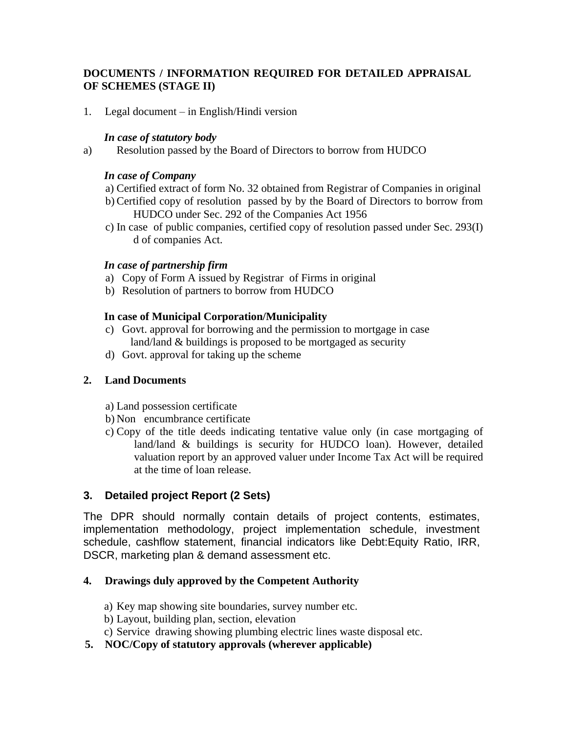**DOCUMENTS / INFORMATION REQUIRED FOR DETAILED APPRAISAL OF SCHEMES (STAGE II)**

1. Legal document – in English/Hindi version

***In case of statutory body***

a) Resolution passed by the Board of Directors to borrow from HUDCO

***In case of Company***

a) Certified extract of form No. 32 obtained from Registrar of Companies in original

b) Certified copy of resolution passed by by the Board of Directors to borrow from HUDCO under Sec. 292 of the Companies Act 1956

c) In case of public companies, certified copy of resolution passed under Sec. 293(I) d of companies Act.

***In case of partnership firm***

a) Copy of Form A issued by Registrar of Firms in original

b) Resolution of partners to borrow from HUDCO

**In case of Municipal Corporation/Municipality**

c) Govt. approval for borrowing and the permission to mortgage in case land/land & buildings is proposed to be mortgaged as security

d) Govt. approval for taking up the scheme

**2. Land Documents**

a) Land possession certificate

b) Non encumbrance certificate

c) Copy of the title deeds indicating tentative value only (in case mortgaging of land/land & buildings is security for HUDCO loan). However, detailed valuation report by an approved valuer under Income Tax Act will be required at the time of loan release.

**3. Detailed project Report (2 Sets)**

The DPR should normally contain details of project contents, estimates, implementation methodology, project implementation schedule, investment schedule, cashflow statement, financial indicators like Debt:Equity Ratio, IRR, DSCR, marketing plan & demand assessment etc.

**4. Drawings duly approved by the Competent Authority**

a) Key map showing site boundaries, survey number etc.

b) Layout, building plan, section, elevation

c) Service drawing showing plumbing electric lines waste disposal etc.

**5. NOC/Copy of statutory approvals (wherever applicable)**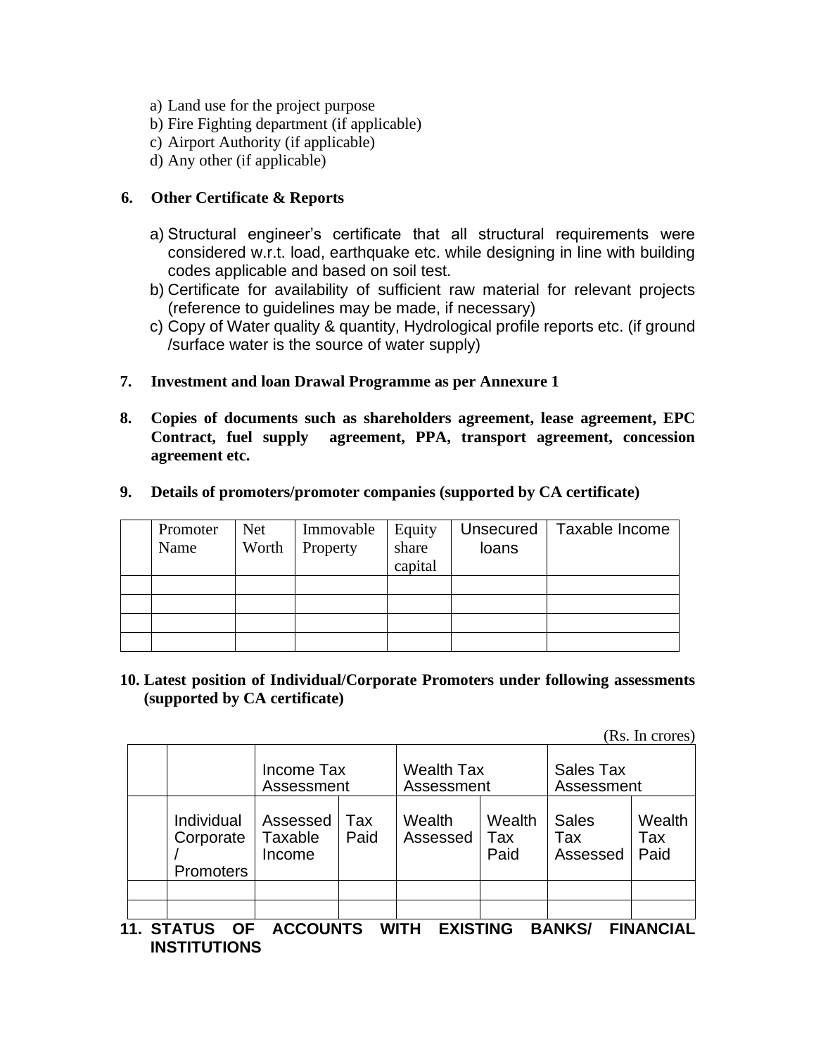a) Land use for the project purpose
b) Fire Fighting department (if applicable)
c) Airport Authority (if applicable)
d) Any other (if applicable)

**6. Other Certificate & Reports**

a) Structural engineer's certificate that all structural requirements were considered w.r.t. load, earthquake etc. while designing in line with building codes applicable and based on soil test.
b) Certificate for availability of sufficient raw material for relevant projects (reference to guidelines may be made, if necessary)
c) Copy of Water quality & quantity, Hydrological profile reports etc. (if ground /surface water is the source of water supply)

**7. Investment and loan Drawal Programme as per Annexure 1**

**8. Copies of documents such as shareholders agreement, lease agreement, EPC Contract, fuel supply agreement, PPA, transport agreement, concession agreement etc.**

**9. Details of promoters/promoter companies (supported by CA certificate)**

| | Promoter Name | Net Worth | Immovable Property | Equity share capital | Unsecured loans | Taxable Income |
|---|---|---|---|---|---|---|
| | | | | | | |
| | | | | | | |
| | | | | | | |
| | | | | | | |

**10. Latest position of Individual/Corporate Promoters under following assessments (supported by CA certificate)**

(Rs. In crores)

| | | Income Tax Assessment | | Wealth Tax Assessment | | Sales Tax Assessment | |
|---|---|---|---|---|---|---|---|
| | Individual Corporate / Promoters | Assessed Taxable Income | Tax Paid | Wealth Assessed | Wealth Tax Paid | Sales Tax Assessed | Wealth Tax Paid |
| | | | | | | | |
| | | | | | | | |

**11. STATUS OF ACCOUNTS WITH EXISTING BANKS/ FINANCIAL INSTITUTIONS**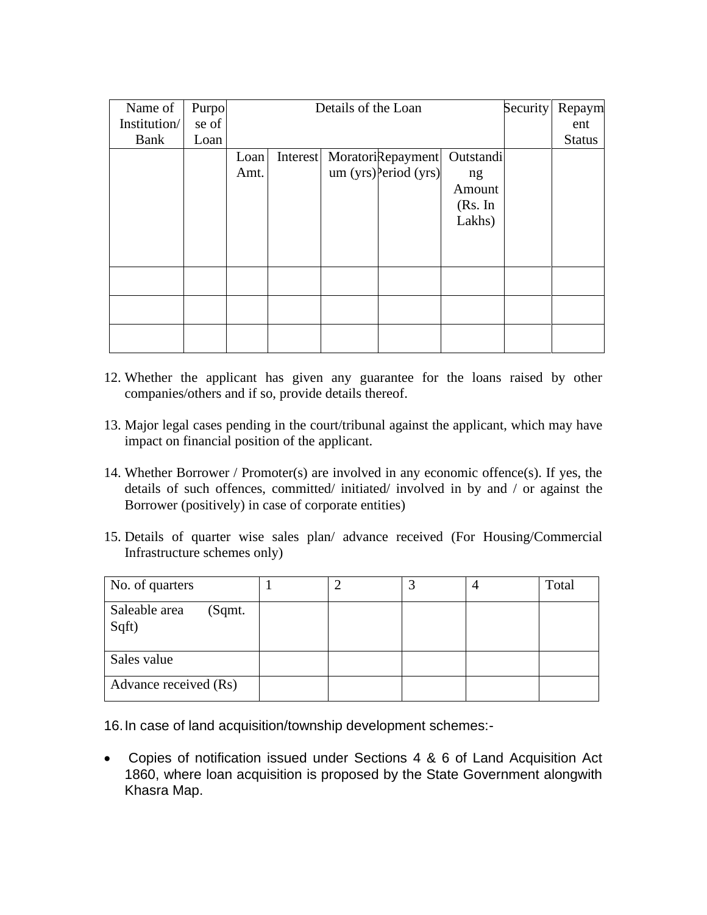| Name of Institution/ Bank | Purpose of Loan | Details of the Loan | | | | | Security | Repayment Status |
|---|---|---|---|---|---|---|---|---|
| | | Loan Amt. | Interest | Moratorium (yrs) | Repayment Period (yrs) | Outstanding Amount (Rs. In Lakhs) | | |
| | | | | | | | | |
| | | | | | | | | |
| | | | | | | | | |

12. Whether the applicant has given any guarantee for the loans raised by other companies/others and if so, provide details thereof.

13. Major legal cases pending in the court/tribunal against the applicant, which may have impact on financial position of the applicant.

14. Whether Borrower / Promoter(s) are involved in any economic offence(s). If yes, the details of such offences, committed/ initiated/ involved in by and / or against the Borrower (positively) in case of corporate entities)

15. Details of quarter wise sales plan/ advance received (For Housing/Commercial Infrastructure schemes only)

| No. of quarters | 1 | 2 | 3 | 4 | Total |
|---|---|---|---|---|---|
| Saleable area (Sqmt. Sqft) | | | | | |
| Sales value | | | | | |
| Advance received (Rs) | | | | | |

16. In case of land acquisition/township development schemes:-

- Copies of notification issued under Sections 4 & 6 of Land Acquisition Act 1860, where loan acquisition is proposed by the State Government alongwith Khasra Map.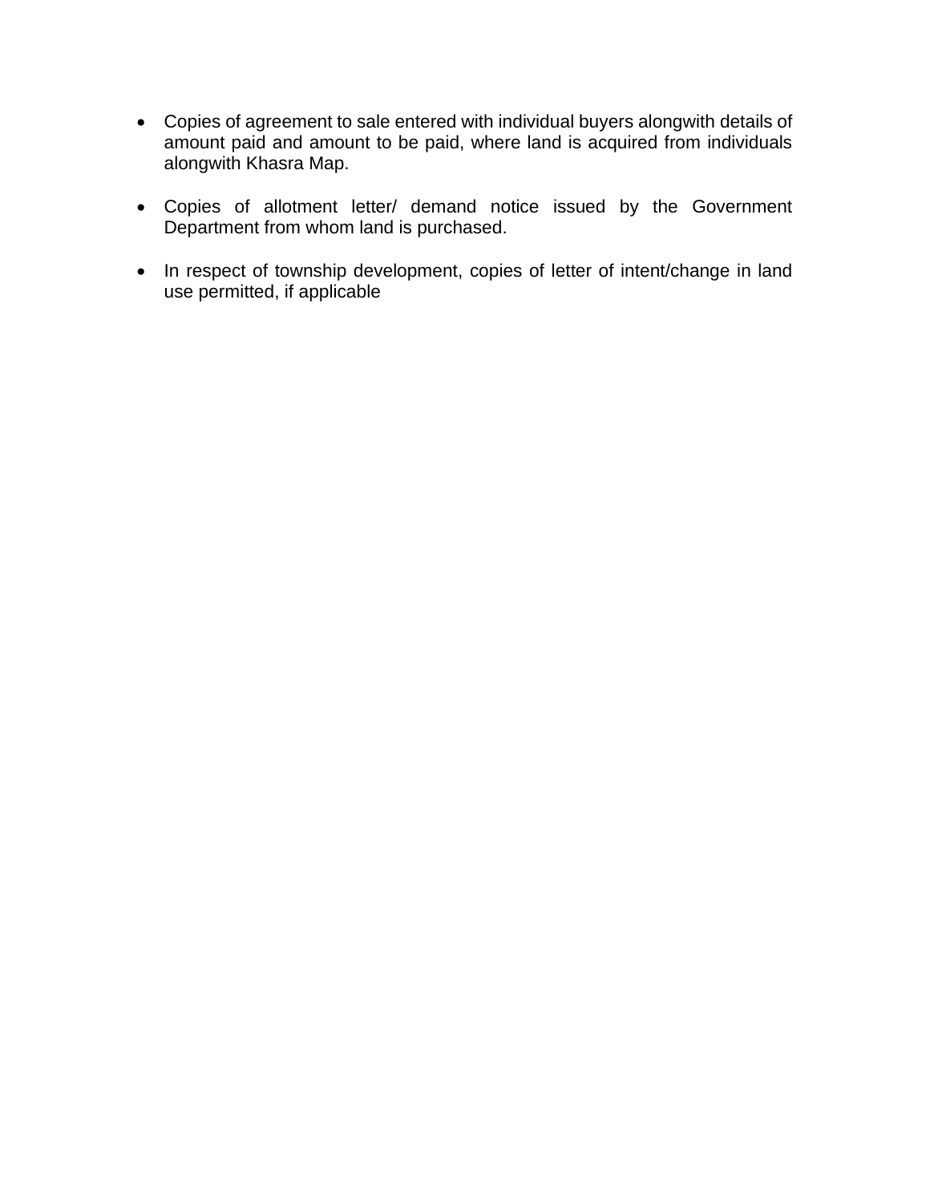- Copies of agreement to sale entered with individual buyers alongwith details of amount paid and amount to be paid, where land is acquired from individuals alongwith Khasra Map.

- Copies of allotment letter/ demand notice issued by the Government Department from whom land is purchased.

- In respect of township development, copies of letter of intent/change in land use permitted, if applicable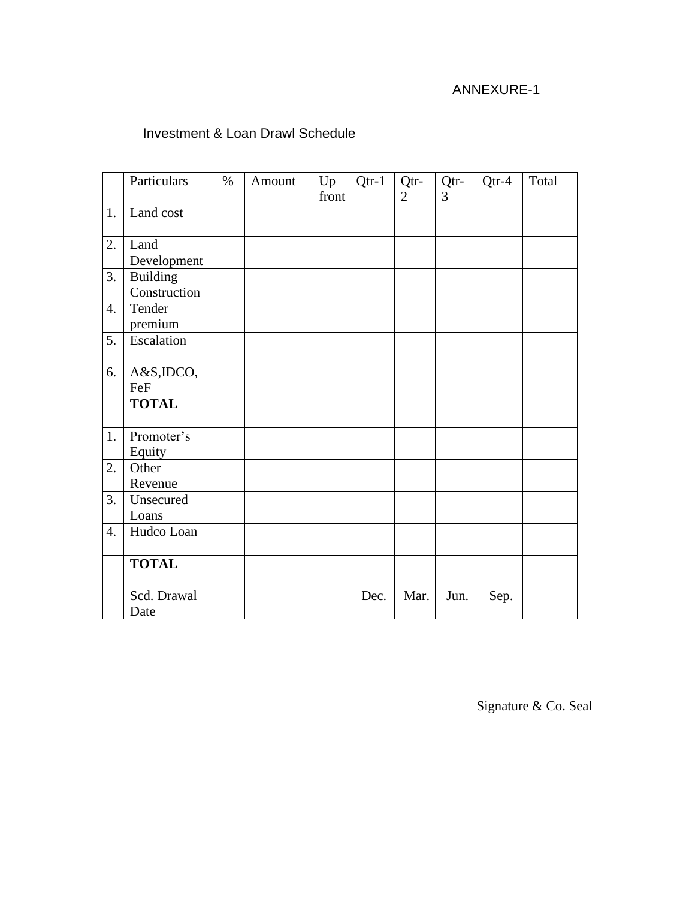ANNEXURE-1

Investment & Loan Drawl Schedule

| | Particulars | % | Amount | Up front | Qtr-1 | Qtr-2 | Qtr-3 | Qtr-4 | Total |
|---|---|---|---|---|---|---|---|---|---|
| 1. | Land cost | | | | | | | | |
| 2. | Land Development | | | | | | | | |
| 3. | Building Construction | | | | | | | | |
| 4. | Tender premium | | | | | | | | |
| 5. | Escalation | | | | | | | | |
| 6. | A&S,IDCO, FeF | | | | | | | | |
| | **TOTAL** | | | | | | | | |
| 1. | Promoter's Equity | | | | | | | | |
| 2. | Other Revenue | | | | | | | | |
| 3. | Unsecured Loans | | | | | | | | |
| 4. | Hudco Loan | | | | | | | | |
| | **TOTAL** | | | | | | | | |
| | Scd. Drawal Date | | | | Dec. | Mar. | Jun. | Sep. | |

Signature & Co. Seal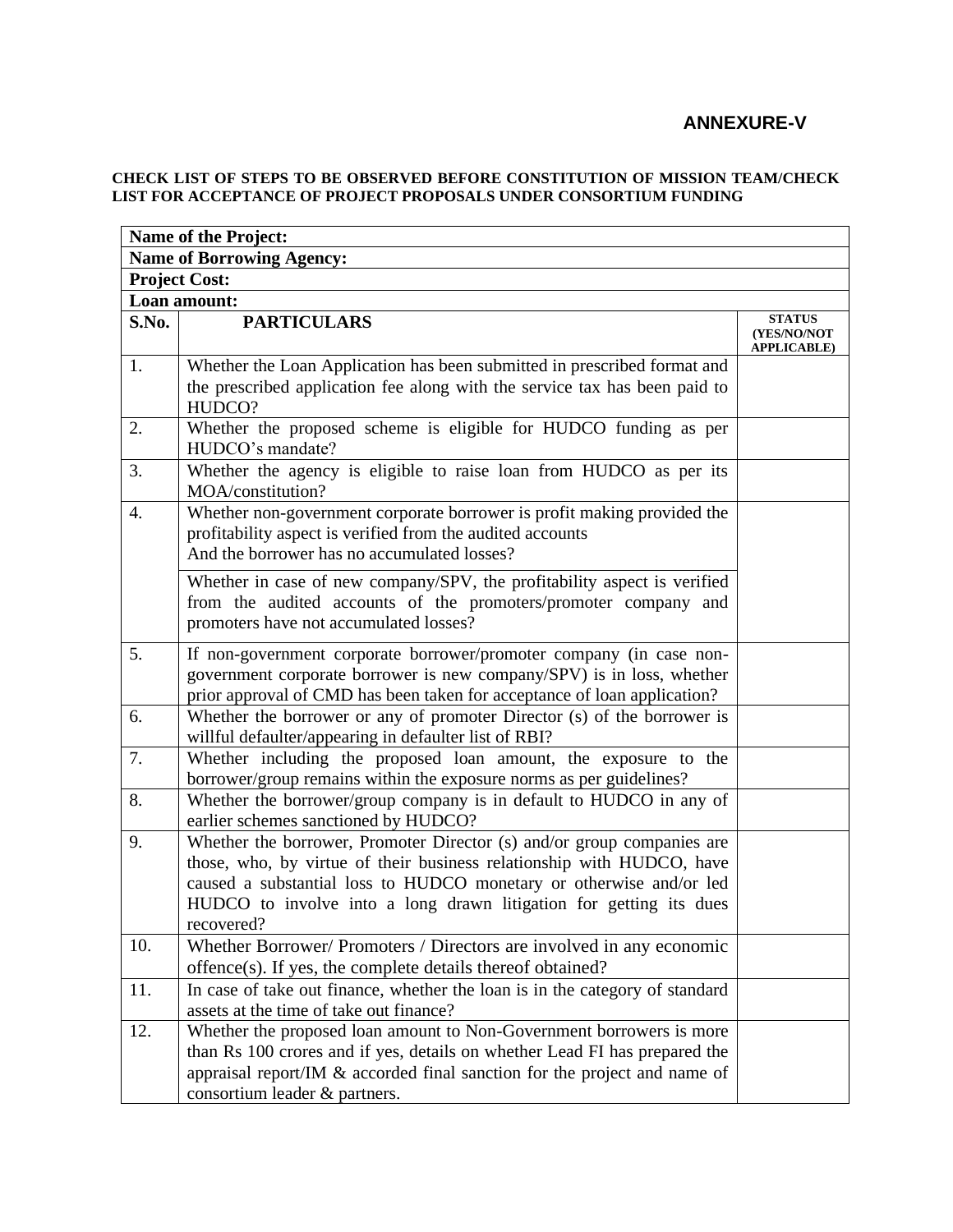## ANNEXURE-V

**CHECK LIST OF STEPS TO BE OBSERVED BEFORE CONSTITUTION OF MISSION TEAM/CHECK LIST FOR ACCEPTANCE OF PROJECT PROPOSALS UNDER CONSORTIUM FUNDING**

| **Name of the Project:** | | |
|---|---|---|
| **Name of Borrowing Agency:** | | |
| **Project Cost:** | | |
| **Loan amount:** | | |
| **S.No.** | **PARTICULARS** | **STATUS (YES/NO/NOT APPLICABLE)** |
| 1. | Whether the Loan Application has been submitted in prescribed format and the prescribed application fee along with the service tax has been paid to HUDCO? | |
| 2. | Whether the proposed scheme is eligible for HUDCO funding as per HUDCO's mandate? | |
| 3. | Whether the agency is eligible to raise loan from HUDCO as per its MOA/constitution? | |
| 4. | Whether non-government corporate borrower is profit making provided the profitability aspect is verified from the audited accounts And the borrower has no accumulated losses? | |
| | Whether in case of new company/SPV, the profitability aspect is verified from the audited accounts of the promoters/promoter company and promoters have not accumulated losses? | |
| 5. | If non-government corporate borrower/promoter company (in case non-government corporate borrower is new company/SPV) is in loss, whether prior approval of CMD has been taken for acceptance of loan application? | |
| 6. | Whether the borrower or any of promoter Director (s) of the borrower is willful defaulter/appearing in defaulter list of RBI? | |
| 7. | Whether including the proposed loan amount, the exposure to the borrower/group remains within the exposure norms as per guidelines? | |
| 8. | Whether the borrower/group company is in default to HUDCO in any of earlier schemes sanctioned by HUDCO? | |
| 9. | Whether the borrower, Promoter Director (s) and/or group companies are those, who, by virtue of their business relationship with HUDCO, have caused a substantial loss to HUDCO monetary or otherwise and/or led HUDCO to involve into a long drawn litigation for getting its dues recovered? | |
| 10. | Whether Borrower/ Promoters / Directors are involved in any economic offence(s). If yes, the complete details thereof obtained? | |
| 11. | In case of take out finance, whether the loan is in the category of standard assets at the time of take out finance? | |
| 12. | Whether the proposed loan amount to Non-Government borrowers is more than Rs 100 crores and if yes, details on whether Lead FI has prepared the appraisal report/IM & accorded final sanction for the project and name of consortium leader & partners. | |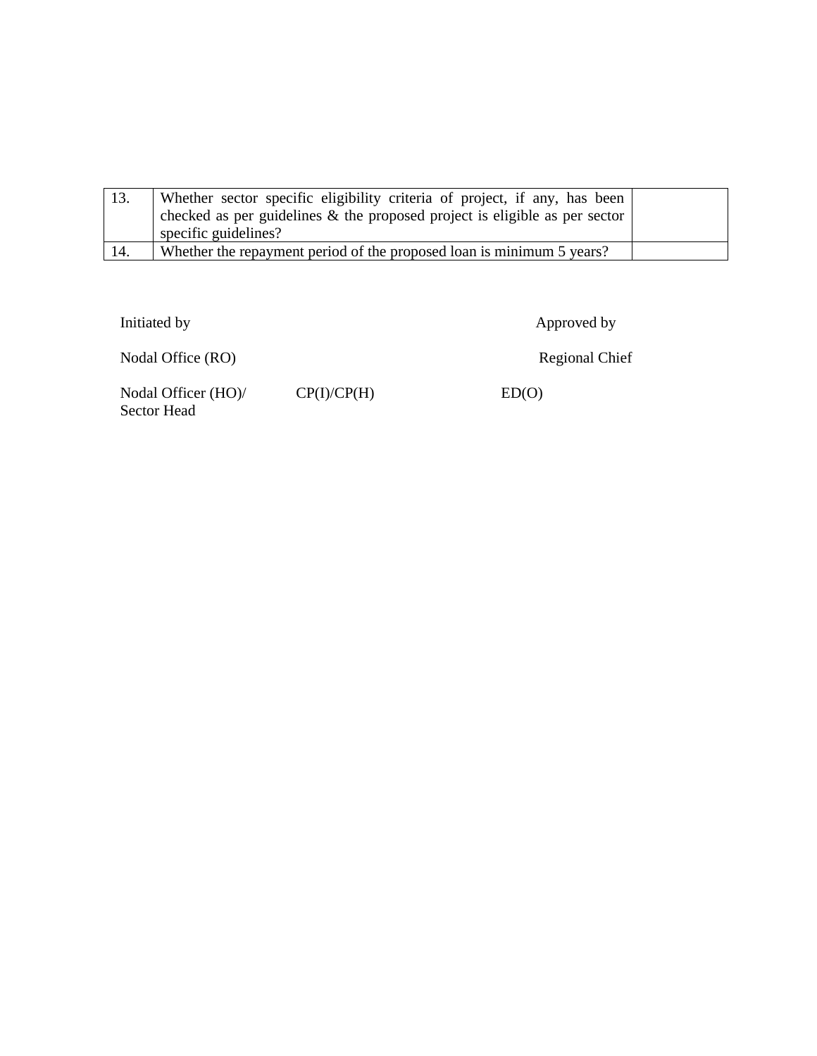| | | |
|---|---|---|
| 13. | Whether sector specific eligibility criteria of project, if any, has been checked as per guidelines & the proposed project is eligible as per sector specific guidelines? | |
| 14. | Whether the repayment period of the proposed loan is minimum 5 years? | |

Initiated by &nbsp;&nbsp;&nbsp;&nbsp;&nbsp;&nbsp;&nbsp;&nbsp;&nbsp;&nbsp;&nbsp;&nbsp;&nbsp;&nbsp;&nbsp;&nbsp;&nbsp;&nbsp;&nbsp;&nbsp;&nbsp;&nbsp;&nbsp;&nbsp;&nbsp;&nbsp;&nbsp;&nbsp;&nbsp;&nbsp;&nbsp;&nbsp;&nbsp;&nbsp;&nbsp;&nbsp;&nbsp;&nbsp;&nbsp;&nbsp; Approved by

Nodal Office (RO) &nbsp;&nbsp;&nbsp;&nbsp;&nbsp;&nbsp;&nbsp;&nbsp;&nbsp;&nbsp;&nbsp;&nbsp;&nbsp;&nbsp;&nbsp;&nbsp;&nbsp;&nbsp;&nbsp;&nbsp;&nbsp;&nbsp;&nbsp;&nbsp;&nbsp;&nbsp;&nbsp;&nbsp;&nbsp;&nbsp;&nbsp;&nbsp;&nbsp;&nbsp; Regional Chief

Nodal Officer (HO)/ Sector Head &nbsp;&nbsp;&nbsp;&nbsp;&nbsp;&nbsp;&nbsp;&nbsp; CP(I)/CP(H) &nbsp;&nbsp;&nbsp;&nbsp;&nbsp;&nbsp;&nbsp;&nbsp;&nbsp;&nbsp;&nbsp;&nbsp;&nbsp;&nbsp;&nbsp;&nbsp; ED(O)